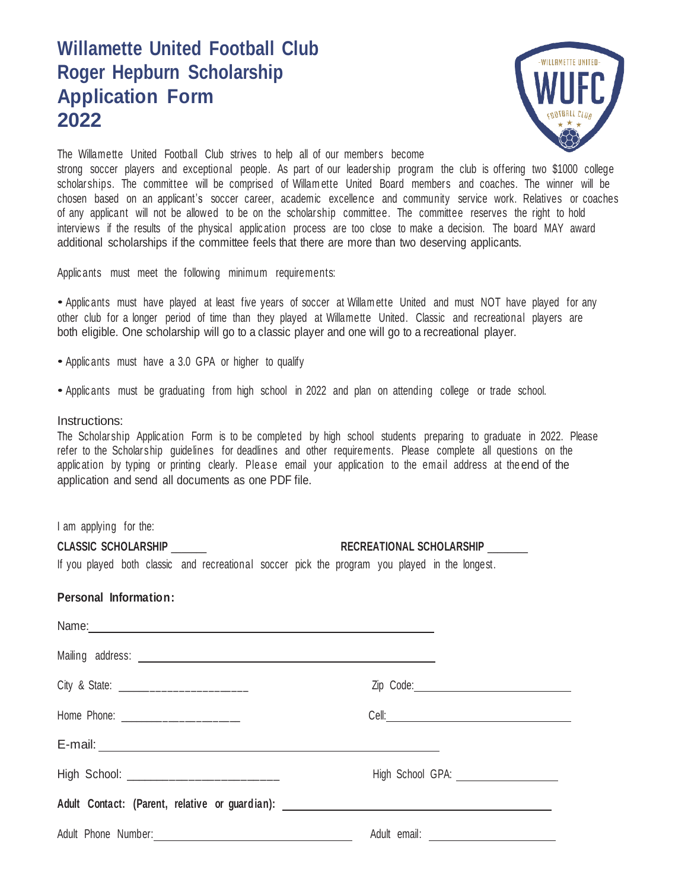# Willamette United Football Club
# Roger Hepburn Scholarship
# Application Form
# 2022

The Willamette United Football Club strives to help all of our members become strong soccer players and exceptional people. As part of our leadership program the club is offering two $1000 college scholarships. The committee will be comprised of Willamette United Board members and coaches. The winner will be chosen based on an applicant's soccer career, academic excellence and community service work. Relatives or coaches of any applicant will not be allowed to be on the scholarship committee. The committee reserves the right to hold interviews if the results of the physical application process are too close to make a decision. The board MAY award additional scholarships if the committee feels that there are more than two deserving applicants.

Applicants must meet the following minimum requirements:

- Applicants must have played at least five years of soccer at Willamette United and must NOT have played for any other club for a longer period of time than they played at Willamette United. Classic and recreational players are both eligible. One scholarship will go to a classic player and one will go to a recreational player.
- Applicants must have a 3.0 GPA or higher to qualify
- Applicants must be graduating from high school in 2022 and plan on attending college or trade school.

Instructions:

The Scholarship Application Form is to be completed by high school students preparing to graduate in 2022. Please refer to the Scholarship guidelines for deadlines and other requirements. Please complete all questions on the application by typing or printing clearly. Please email your application to the email address at the end of the application and send all documents as one PDF file.

I am applying for the:

**CLASSIC SCHOLARSHIP** ______ **RECREATIONAL SCHOLARSHIP** ______

If you played both classic and recreational soccer pick the program you played in the longest.

**Personal Information:**

Name: ________________________________________

Mailing address: ________________________________________

City & State: ____________________ Zip Code: ____________________

Home Phone: ____________________ Cell: ____________________

E-mail: ________________________________________

High School: ____________________ High School GPA: ______________

**Adult Contact: (Parent, relative or guardian):** ________________________________________

Adult Phone Number: ____________________ Adult email: ____________________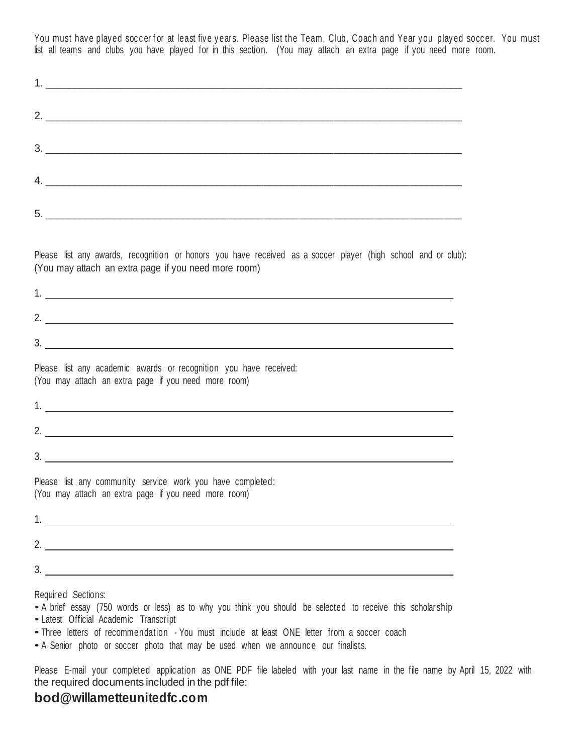You must have played soccer for at least five years. Please list the Team, Club, Coach and Year you played soccer. You must list all teams and clubs you have played for in this section. (You may attach an extra page if you need more room.

1. ______________________________________________________________________

2. ______________________________________________________________________

3. ______________________________________________________________________

4. ______________________________________________________________________

5. ______________________________________________________________________

Please list any awards, recognition or honors you have received as a soccer player (high school and or club): (You may attach an extra page if you need more room)

1. ______________________________________________________________________

2. ______________________________________________________________________

3. ______________________________________________________________________

Please list any academic awards or recognition you have received:
(You may attach an extra page if you need more room)

1. ______________________________________________________________________

2. ______________________________________________________________________

3. ______________________________________________________________________

Please list any community service work you have completed:
(You may attach an extra page if you need more room)

1. ______________________________________________________________________

2. ______________________________________________________________________

3. ______________________________________________________________________

Required Sections:

- A brief essay (750 words or less) as to why you think you should be selected to receive this scholarship
- Latest Official Academic Transcript
- Three letters of recommendation - You must include at least ONE letter from a soccer coach
- A Senior photo or soccer photo that may be used when we announce our finalists.

Please E-mail your completed application as ONE PDF file labeled with your last name in the file name by April 15, 2022 with the required documents included in the pdf file:

**bod@willametteunitedfc.com**